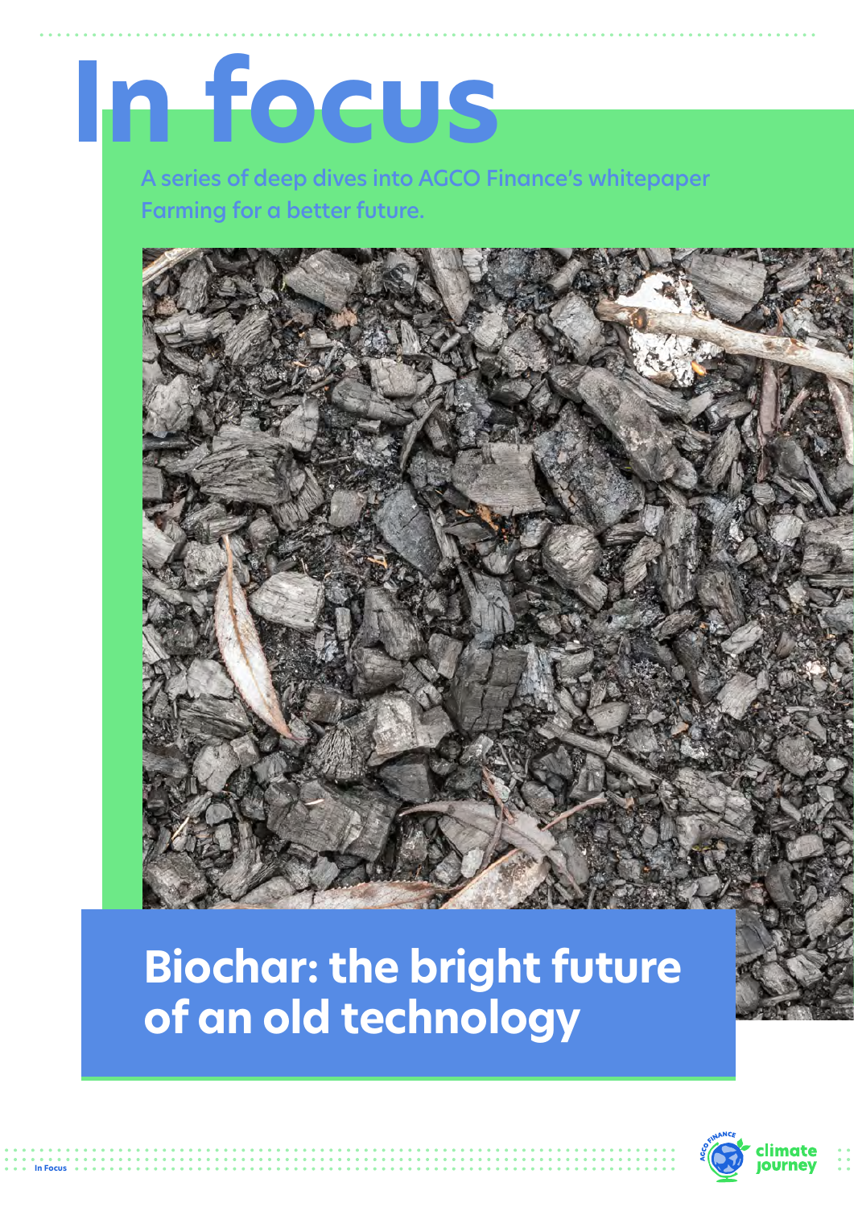# In focus

A series of deep dives into AGCO Finance's whitepaper Farming for a better future.

## Biochar: the bright future of an old technology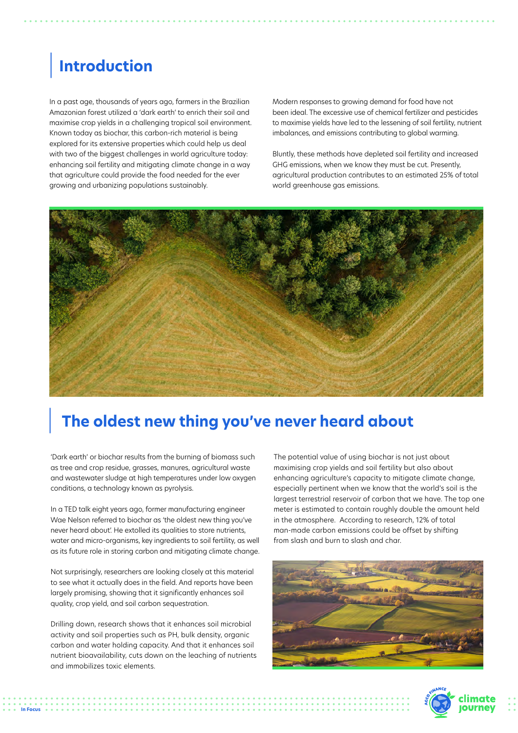## Introduction

In a past age, thousands of years ago, farmers in the Brazilian Amazonian forest utilized a 'dark earth' to enrich their soil and maximise crop yields in a challenging tropical soil environment. Known today as biochar, this carbon-rich material is being explored for its extensive properties which could help us deal with two of the biggest challenges in world agriculture today: enhancing soil fertility and mitigating climate change in a way that agriculture could provide the food needed for the ever growing and urbanizing populations sustainably.

Modern responses to growing demand for food have not been ideal. The excessive use of chemical fertilizer and pesticides to maximise yields have led to the lessening of soil fertility, nutrient imbalances, and emissions contributing to global warming.

Bluntly, these methods have depleted soil fertility and increased GHG emissions, when we know they must be cut. Presently, agricultural production contributes to an estimated 25% of total world greenhouse gas emissions.

## The oldest new thing you've never heard about

'Dark earth' or biochar results from the burning of biomass such as tree and crop residue, grasses, manures, agricultural waste and wastewater sludge at high temperatures under low oxygen conditions, a technology known as pyrolysis.

In a TED talk eight years ago, former manufacturing engineer Wae Nelson referred to biochar as 'the oldest new thing you've never heard about'. He extolled its qualities to store nutrients, water and micro-organisms, key ingredients to soil fertility, as well as its future role in storing carbon and mitigating climate change.

Not surprisingly, researchers are looking closely at this material to see what it actually does in the field. And reports have been largely promising, showing that it significantly enhances soil quality, crop yield, and soil carbon sequestration.

Drilling down, research shows that it enhances soil microbial activity and soil properties such as PH, bulk density, organic carbon and water holding capacity. And that it enhances soil nutrient bioavailability, cuts down on the leaching of nutrients and immobilizes toxic elements.

The potential value of using biochar is not just about maximising crop yields and soil fertility but also about enhancing agriculture's capacity to mitigate climate change, especially pertinent when we know that the world's soil is the largest terrestrial reservoir of carbon that we have. The top one meter is estimated to contain roughly double the amount held in the atmosphere. According to research, 12% of total man-made carbon emissions could be offset by shifting from slash and burn to slash and char.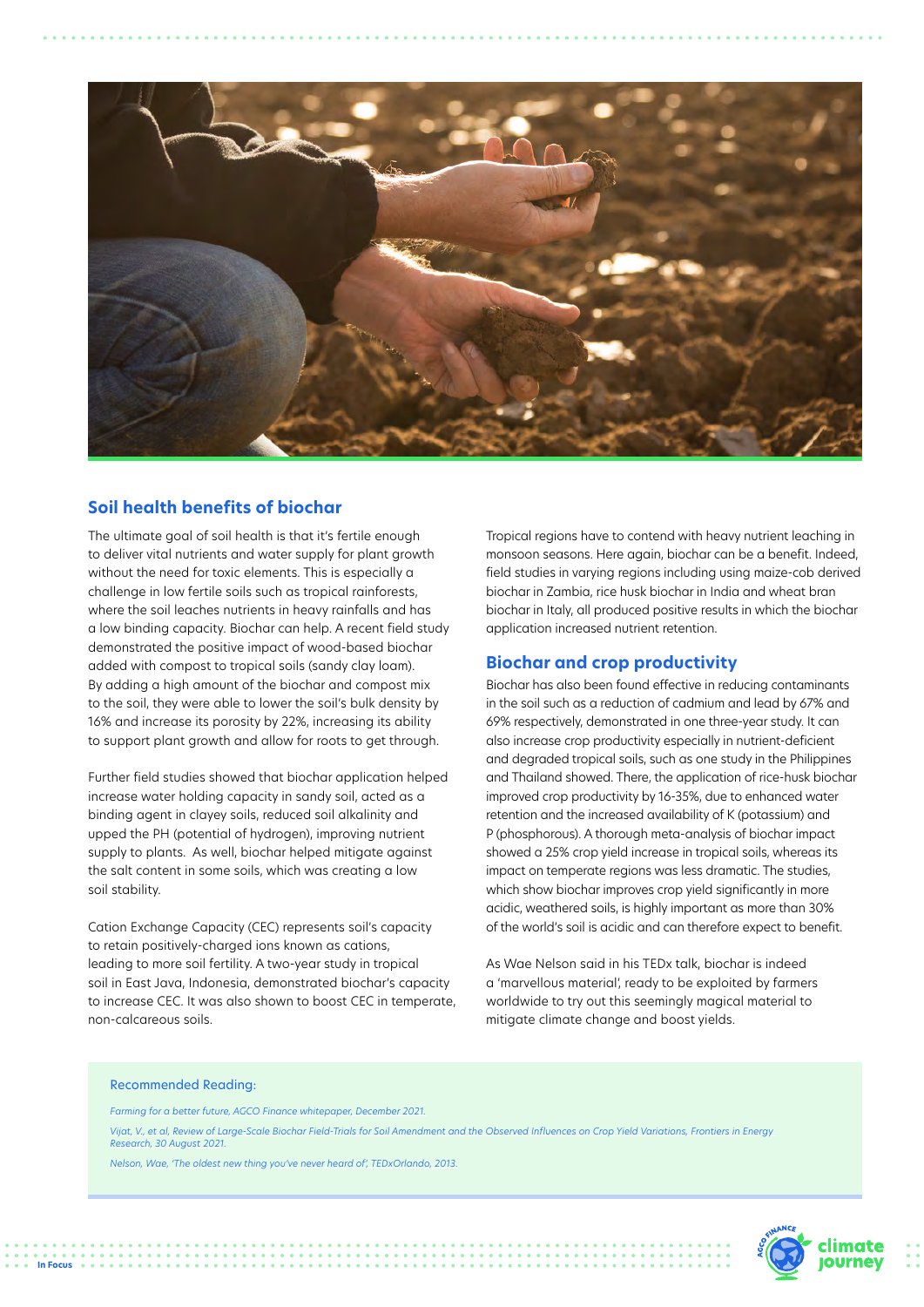## Soil health benefits of biochar

The ultimate goal of soil health is that it's fertile enough to deliver vital nutrients and water supply for plant growth without the need for toxic elements. This is especially a challenge in low fertile soils such as tropical rainforests, where the soil leaches nutrients in heavy rainfalls and has a low binding capacity. Biochar can help. A recent field study demonstrated the positive impact of wood-based biochar added with compost to tropical soils (sandy clay loam). By adding a high amount of the biochar and compost mix to the soil, they were able to lower the soil's bulk density by 16% and increase its porosity by 22%, increasing its ability to support plant growth and allow for roots to get through.

Further field studies showed that biochar application helped increase water holding capacity in sandy soil, acted as a binding agent in clayey soils, reduced soil alkalinity and upped the PH (potential of hydrogen), improving nutrient supply to plants. As well, biochar helped mitigate against the salt content in some soils, which was creating a low soil stability.

Cation Exchange Capacity (CEC) represents soil's capacity to retain positively-charged ions known as cations, leading to more soil fertility. A two-year study in tropical soil in East Java, Indonesia, demonstrated biochar's capacity to increase CEC. It was also shown to boost CEC in temperate, non-calcareous soils.

Tropical regions have to contend with heavy nutrient leaching in monsoon seasons. Here again, biochar can be a benefit. Indeed, field studies in varying regions including using maize-cob derived biochar in Zambia, rice husk biochar in India and wheat bran biochar in Italy, all produced positive results in which the biochar application increased nutrient retention.

## Biochar and crop productivity

Biochar has also been found effective in reducing contaminants in the soil such as a reduction of cadmium and lead by 67% and 69% respectively, demonstrated in one three-year study. It can also increase crop productivity especially in nutrient-deficient and degraded tropical soils, such as one study in the Philippines and Thailand showed. There, the application of rice-husk biochar improved crop productivity by 16-35%, due to enhanced water retention and the increased availability of K (potassium) and P (phosphorous). A thorough meta-analysis of biochar impact showed a 25% crop yield increase in tropical soils, whereas its impact on temperate regions was less dramatic. The studies, which show biochar improves crop yield significantly in more acidic, weathered soils, is highly important as more than 30% of the world's soil is acidic and can therefore expect to benefit.

As Wae Nelson said in his TEDx talk, biochar is indeed a 'marvellous material', ready to be exploited by farmers worldwide to try out this seemingly magical material to mitigate climate change and boost yields.

### Recommended Reading:

*Farming for a better future, AGCO Finance whitepaper, December 2021.*

*Vijat, V., et al, Review of Large-Scale Biochar Field-Trials for Soil Amendment and the Observed Influences on Crop Yield Variations, Frontiers in Energy Research, 30 August 2021.*

*Nelson, Wae, 'The oldest new thing you've never heard of', TEDxOrlando, 2013.*